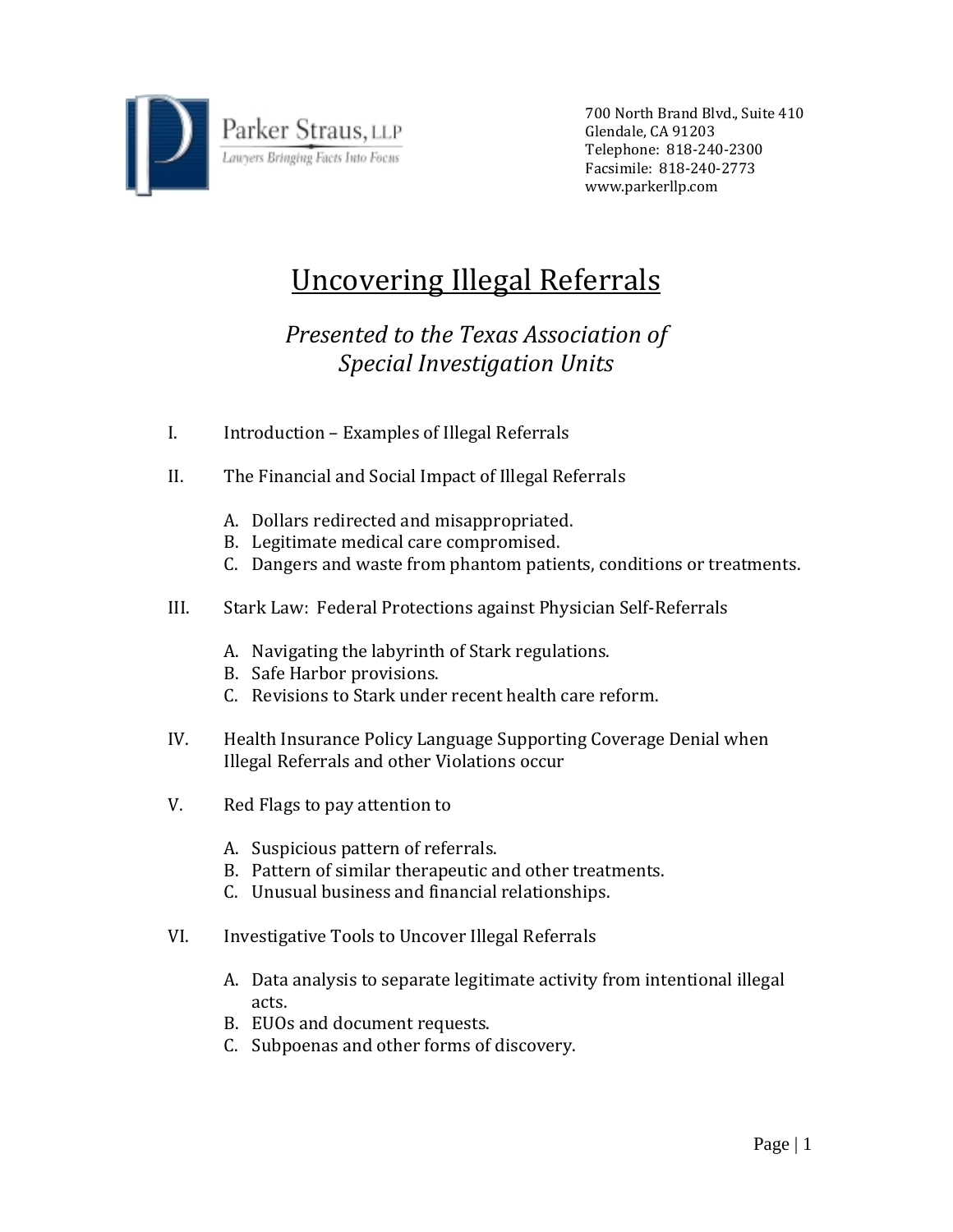Parker Straus, LLP

*Lawyers Bringing Facts Into Focus*

700 North Brand Blvd., Suite 410
Glendale, CA 91203
Telephone: 818-240-2300
Facsimile: 818-240-2773
www.parkerllp.com

# Uncovering Illegal Referrals

*Presented to the Texas Association of Special Investigation Units*

I. Introduction – Examples of Illegal Referrals

II. The Financial and Social Impact of Illegal Referrals

  A. Dollars redirected and misappropriated.
  B. Legitimate medical care compromised.
  C. Dangers and waste from phantom patients, conditions or treatments.

III. Stark Law: Federal Protections against Physician Self-Referrals

  A. Navigating the labyrinth of Stark regulations.
  B. Safe Harbor provisions.
  C. Revisions to Stark under recent health care reform.

IV. Health Insurance Policy Language Supporting Coverage Denial when Illegal Referrals and other Violations occur

V. Red Flags to pay attention to

  A. Suspicious pattern of referrals.
  B. Pattern of similar therapeutic and other treatments.
  C. Unusual business and financial relationships.

VI. Investigative Tools to Uncover Illegal Referrals

  A. Data analysis to separate legitimate activity from intentional illegal acts.
  B. EUOs and document requests.
  C. Subpoenas and other forms of discovery.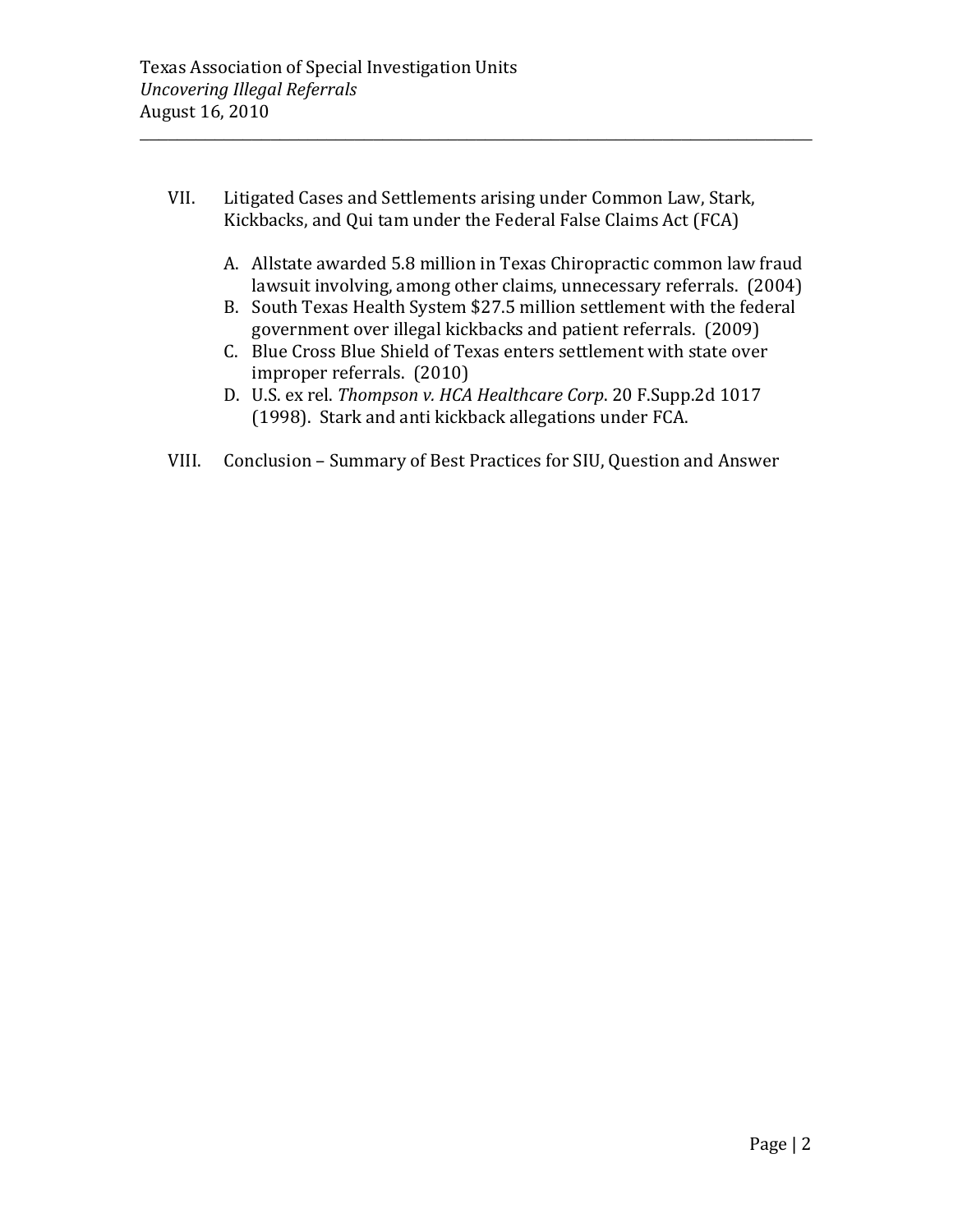VII. Litigated Cases and Settlements arising under Common Law, Stark, Kickbacks, and Qui tam under the Federal False Claims Act (FCA)

   A. Allstate awarded 5.8 million in Texas Chiropractic common law fraud lawsuit involving, among other claims, unnecessary referrals. (2004)
   B. South Texas Health System $27.5 million settlement with the federal government over illegal kickbacks and patient referrals. (2009)
   C. Blue Cross Blue Shield of Texas enters settlement with state over improper referrals. (2010)
   D. U.S. ex rel. *Thompson v. HCA Healthcare Corp*. 20 F.Supp.2d 1017 (1998). Stark and anti kickback allegations under FCA.

VIII. Conclusion – Summary of Best Practices for SIU, Question and Answer